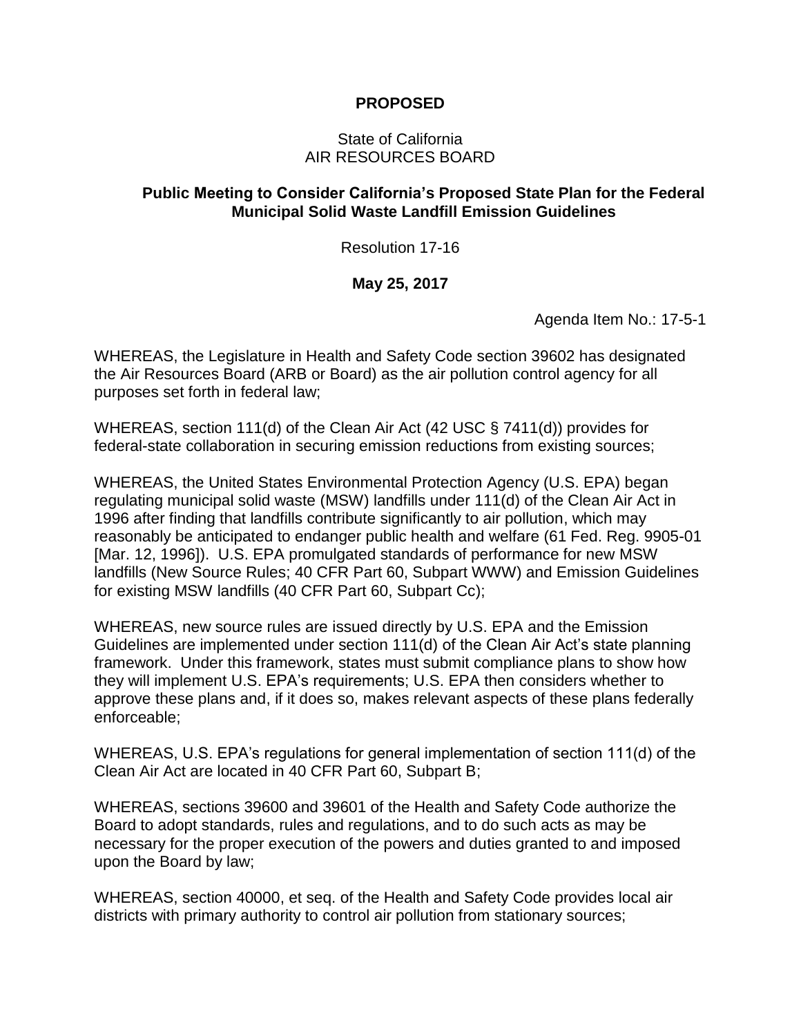**PROPOSED**

State of California
AIR RESOURCES BOARD

**Public Meeting to Consider California's Proposed State Plan for the Federal Municipal Solid Waste Landfill Emission Guidelines**

Resolution 17-16

**May 25, 2017**

Agenda Item No.: 17-5-1

WHEREAS, the Legislature in Health and Safety Code section 39602 has designated the Air Resources Board (ARB or Board) as the air pollution control agency for all purposes set forth in federal law;

WHEREAS, section 111(d) of the Clean Air Act (42 USC § 7411(d)) provides for federal-state collaboration in securing emission reductions from existing sources;

WHEREAS, the United States Environmental Protection Agency (U.S. EPA) began regulating municipal solid waste (MSW) landfills under 111(d) of the Clean Air Act in 1996 after finding that landfills contribute significantly to air pollution, which may reasonably be anticipated to endanger public health and welfare (61 Fed. Reg. 9905-01 [Mar. 12, 1996]). U.S. EPA promulgated standards of performance for new MSW landfills (New Source Rules; 40 CFR Part 60, Subpart WWW) and Emission Guidelines for existing MSW landfills (40 CFR Part 60, Subpart Cc);

WHEREAS, new source rules are issued directly by U.S. EPA and the Emission Guidelines are implemented under section 111(d) of the Clean Air Act's state planning framework. Under this framework, states must submit compliance plans to show how they will implement U.S. EPA's requirements; U.S. EPA then considers whether to approve these plans and, if it does so, makes relevant aspects of these plans federally enforceable;

WHEREAS, U.S. EPA's regulations for general implementation of section 111(d) of the Clean Air Act are located in 40 CFR Part 60, Subpart B;

WHEREAS, sections 39600 and 39601 of the Health and Safety Code authorize the Board to adopt standards, rules and regulations, and to do such acts as may be necessary for the proper execution of the powers and duties granted to and imposed upon the Board by law;

WHEREAS, section 40000, et seq. of the Health and Safety Code provides local air districts with primary authority to control air pollution from stationary sources;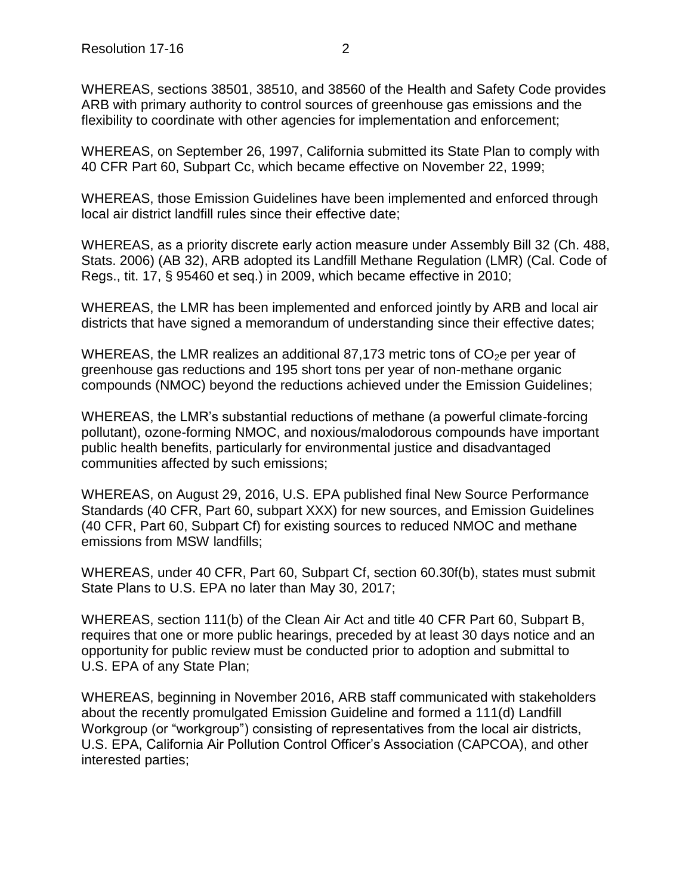WHEREAS, sections 38501, 38510, and 38560 of the Health and Safety Code provides ARB with primary authority to control sources of greenhouse gas emissions and the flexibility to coordinate with other agencies for implementation and enforcement;

WHEREAS, on September 26, 1997, California submitted its State Plan to comply with 40 CFR Part 60, Subpart Cc, which became effective on November 22, 1999;

WHEREAS, those Emission Guidelines have been implemented and enforced through local air district landfill rules since their effective date;

WHEREAS, as a priority discrete early action measure under Assembly Bill 32 (Ch. 488, Stats. 2006) (AB 32), ARB adopted its Landfill Methane Regulation (LMR) (Cal. Code of Regs., tit. 17, § 95460 et seq.) in 2009, which became effective in 2010;

WHEREAS, the LMR has been implemented and enforced jointly by ARB and local air districts that have signed a memorandum of understanding since their effective dates;

WHEREAS, the LMR realizes an additional 87,173 metric tons of $CO_2e$ per year of greenhouse gas reductions and 195 short tons per year of non-methane organic compounds (NMOC) beyond the reductions achieved under the Emission Guidelines;

WHEREAS, the LMR's substantial reductions of methane (a powerful climate-forcing pollutant), ozone-forming NMOC, and noxious/malodorous compounds have important public health benefits, particularly for environmental justice and disadvantaged communities affected by such emissions;

WHEREAS, on August 29, 2016, U.S. EPA published final New Source Performance Standards (40 CFR, Part 60, subpart XXX) for new sources, and Emission Guidelines (40 CFR, Part 60, Subpart Cf) for existing sources to reduced NMOC and methane emissions from MSW landfills;

WHEREAS, under 40 CFR, Part 60, Subpart Cf, section 60.30f(b), states must submit State Plans to U.S. EPA no later than May 30, 2017;

WHEREAS, section 111(b) of the Clean Air Act and title 40 CFR Part 60, Subpart B, requires that one or more public hearings, preceded by at least 30 days notice and an opportunity for public review must be conducted prior to adoption and submittal to U.S. EPA of any State Plan;

WHEREAS, beginning in November 2016, ARB staff communicated with stakeholders about the recently promulgated Emission Guideline and formed a 111(d) Landfill Workgroup (or "workgroup") consisting of representatives from the local air districts, U.S. EPA, California Air Pollution Control Officer's Association (CAPCOA), and other interested parties;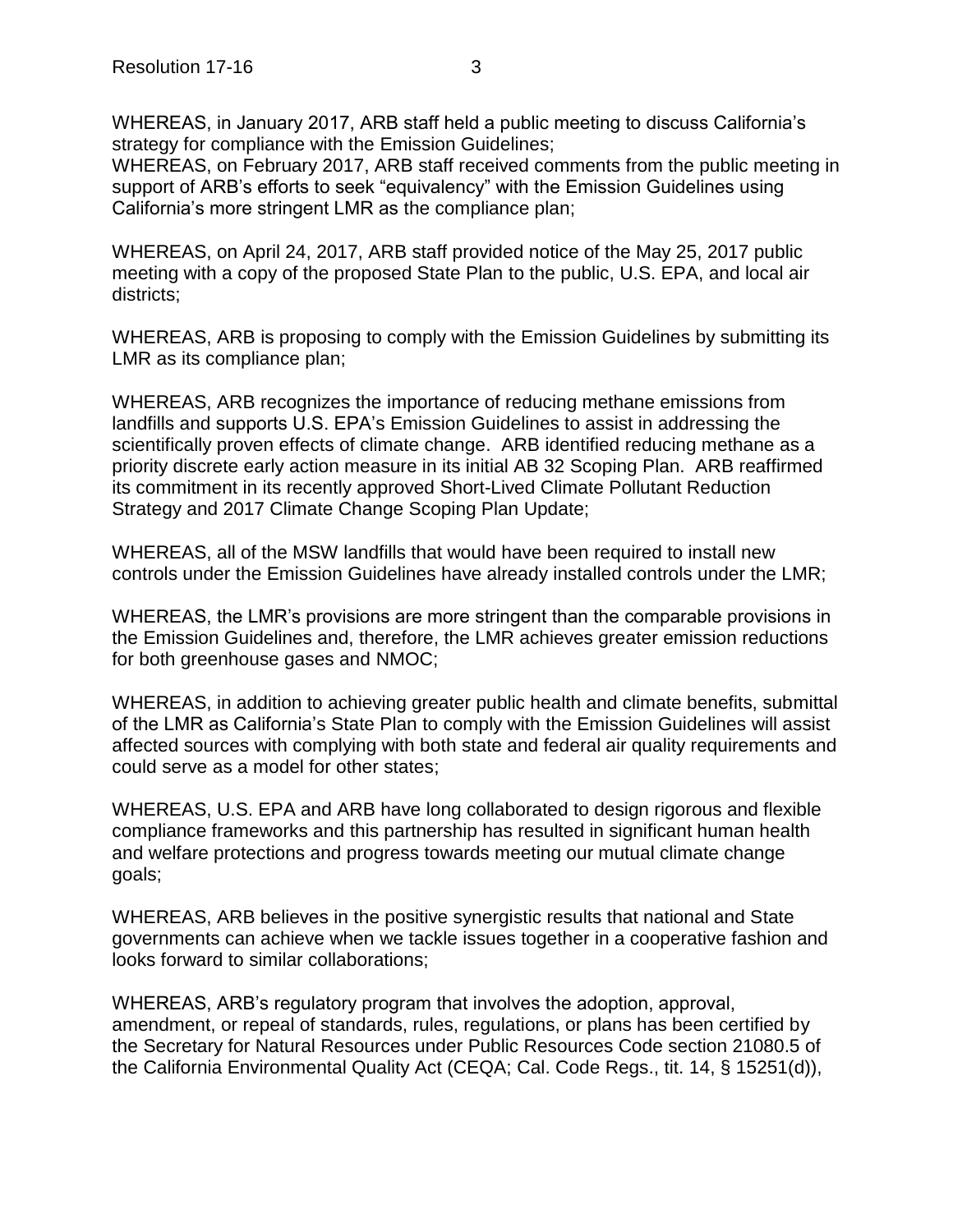WHEREAS, in January 2017, ARB staff held a public meeting to discuss California's strategy for compliance with the Emission Guidelines;
WHEREAS, on February 2017, ARB staff received comments from the public meeting in support of ARB's efforts to seek "equivalency" with the Emission Guidelines using California's more stringent LMR as the compliance plan;

WHEREAS, on April 24, 2017, ARB staff provided notice of the May 25, 2017 public meeting with a copy of the proposed State Plan to the public, U.S. EPA, and local air districts;

WHEREAS, ARB is proposing to comply with the Emission Guidelines by submitting its LMR as its compliance plan;

WHEREAS, ARB recognizes the importance of reducing methane emissions from landfills and supports U.S. EPA's Emission Guidelines to assist in addressing the scientifically proven effects of climate change. ARB identified reducing methane as a priority discrete early action measure in its initial AB 32 Scoping Plan. ARB reaffirmed its commitment in its recently approved Short-Lived Climate Pollutant Reduction Strategy and 2017 Climate Change Scoping Plan Update;

WHEREAS, all of the MSW landfills that would have been required to install new controls under the Emission Guidelines have already installed controls under the LMR;

WHEREAS, the LMR's provisions are more stringent than the comparable provisions in the Emission Guidelines and, therefore, the LMR achieves greater emission reductions for both greenhouse gases and NMOC;

WHEREAS, in addition to achieving greater public health and climate benefits, submittal of the LMR as California's State Plan to comply with the Emission Guidelines will assist affected sources with complying with both state and federal air quality requirements and could serve as a model for other states;

WHEREAS, U.S. EPA and ARB have long collaborated to design rigorous and flexible compliance frameworks and this partnership has resulted in significant human health and welfare protections and progress towards meeting our mutual climate change goals;

WHEREAS, ARB believes in the positive synergistic results that national and State governments can achieve when we tackle issues together in a cooperative fashion and looks forward to similar collaborations;

WHEREAS, ARB's regulatory program that involves the adoption, approval, amendment, or repeal of standards, rules, regulations, or plans has been certified by the Secretary for Natural Resources under Public Resources Code section 21080.5 of the California Environmental Quality Act (CEQA; Cal. Code Regs., tit. 14, § 15251(d)),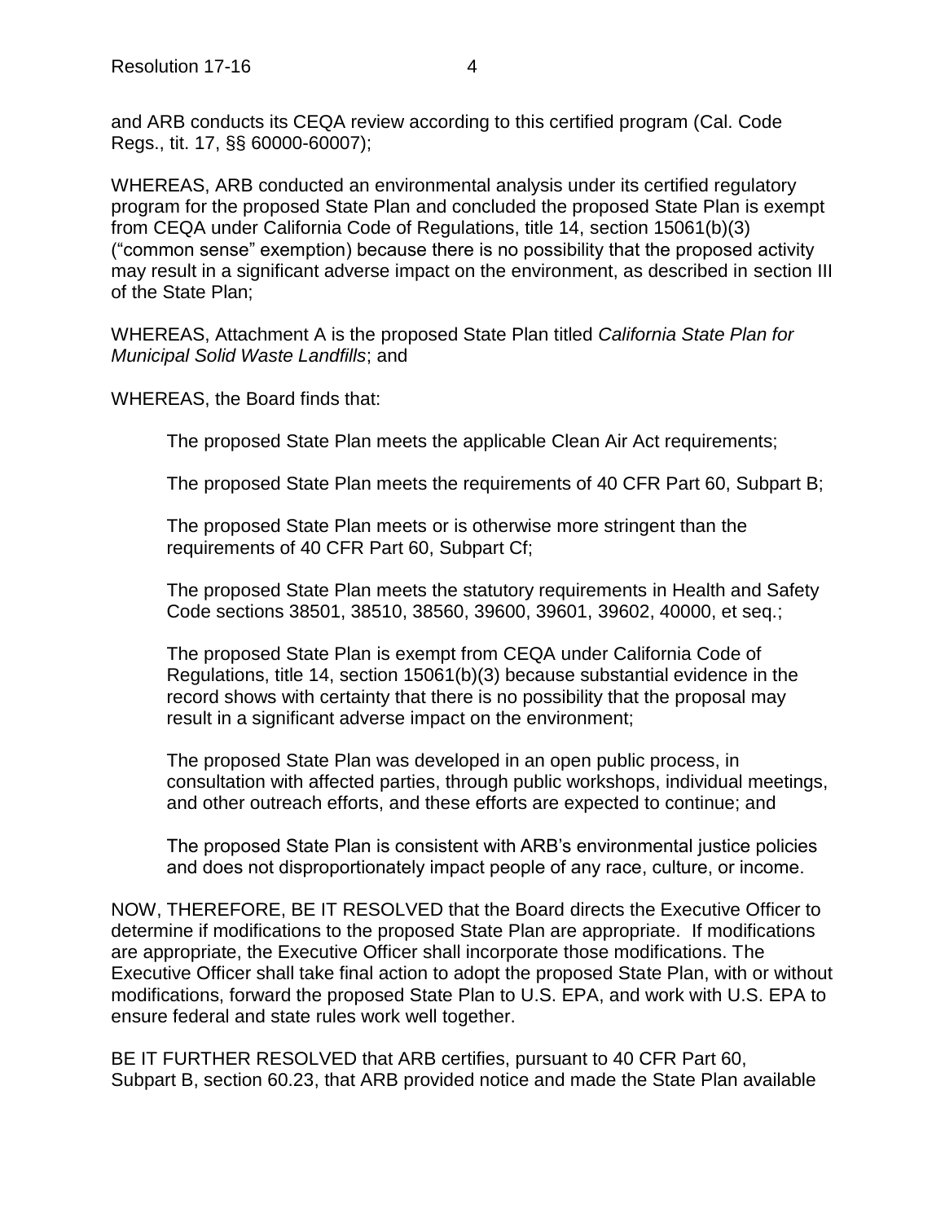and ARB conducts its CEQA review according to this certified program (Cal. Code Regs., tit. 17, §§ 60000-60007);

WHEREAS, ARB conducted an environmental analysis under its certified regulatory program for the proposed State Plan and concluded the proposed State Plan is exempt from CEQA under California Code of Regulations, title 14, section 15061(b)(3) ("common sense" exemption) because there is no possibility that the proposed activity may result in a significant adverse impact on the environment, as described in section III of the State Plan;

WHEREAS, Attachment A is the proposed State Plan titled *California State Plan for Municipal Solid Waste Landfills*; and

WHEREAS, the Board finds that:

> The proposed State Plan meets the applicable Clean Air Act requirements;
>
> The proposed State Plan meets the requirements of 40 CFR Part 60, Subpart B;
>
> The proposed State Plan meets or is otherwise more stringent than the requirements of 40 CFR Part 60, Subpart Cf;
>
> The proposed State Plan meets the statutory requirements in Health and Safety Code sections 38501, 38510, 38560, 39600, 39601, 39602, 40000, et seq.;
>
> The proposed State Plan is exempt from CEQA under California Code of Regulations, title 14, section 15061(b)(3) because substantial evidence in the record shows with certainty that there is no possibility that the proposal may result in a significant adverse impact on the environment;
>
> The proposed State Plan was developed in an open public process, in consultation with affected parties, through public workshops, individual meetings, and other outreach efforts, and these efforts are expected to continue; and
>
> The proposed State Plan is consistent with ARB's environmental justice policies and does not disproportionately impact people of any race, culture, or income.

NOW, THEREFORE, BE IT RESOLVED that the Board directs the Executive Officer to determine if modifications to the proposed State Plan are appropriate. If modifications are appropriate, the Executive Officer shall incorporate those modifications. The Executive Officer shall take final action to adopt the proposed State Plan, with or without modifications, forward the proposed State Plan to U.S. EPA, and work with U.S. EPA to ensure federal and state rules work well together.

BE IT FURTHER RESOLVED that ARB certifies, pursuant to 40 CFR Part 60, Subpart B, section 60.23, that ARB provided notice and made the State Plan available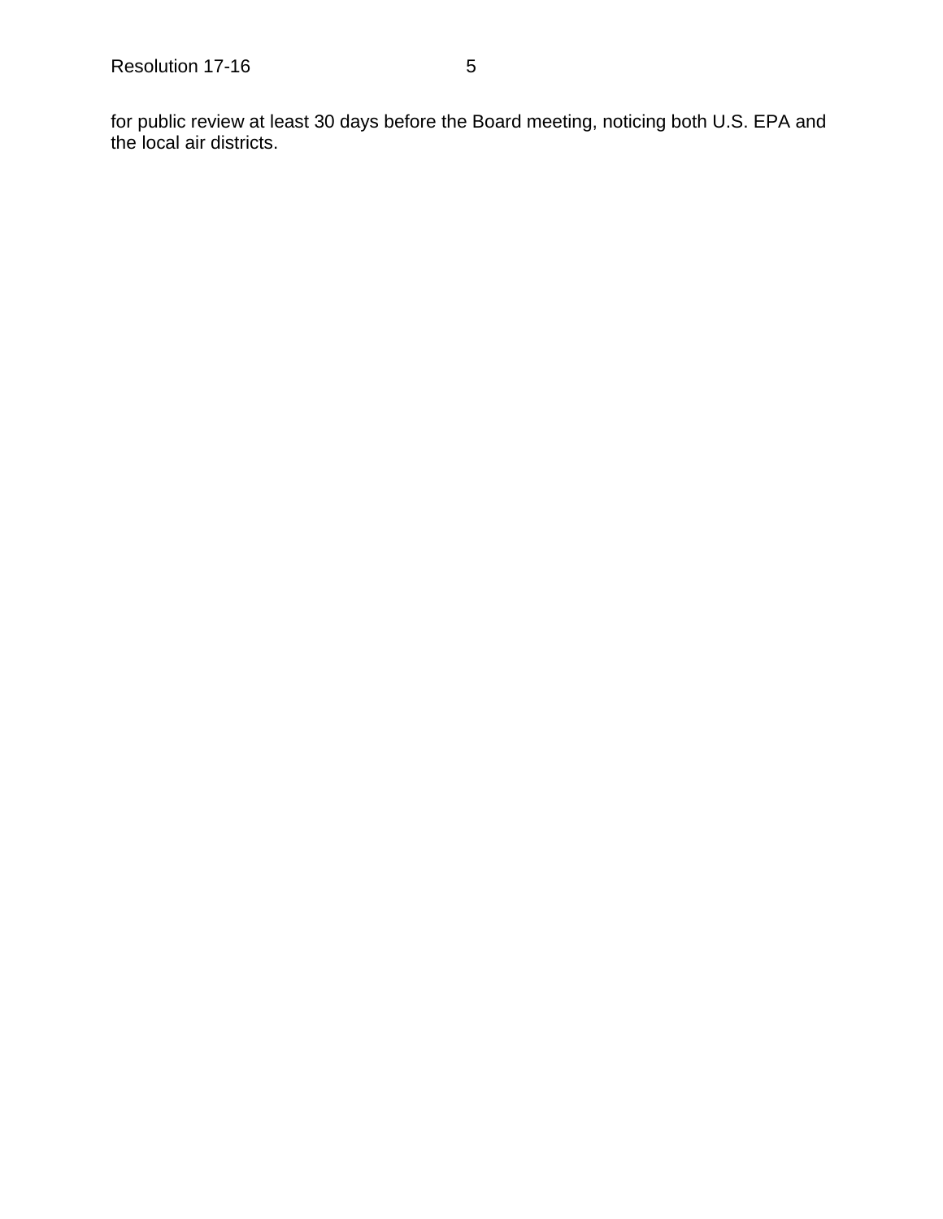for public review at least 30 days before the Board meeting, noticing both U.S. EPA and the local air districts.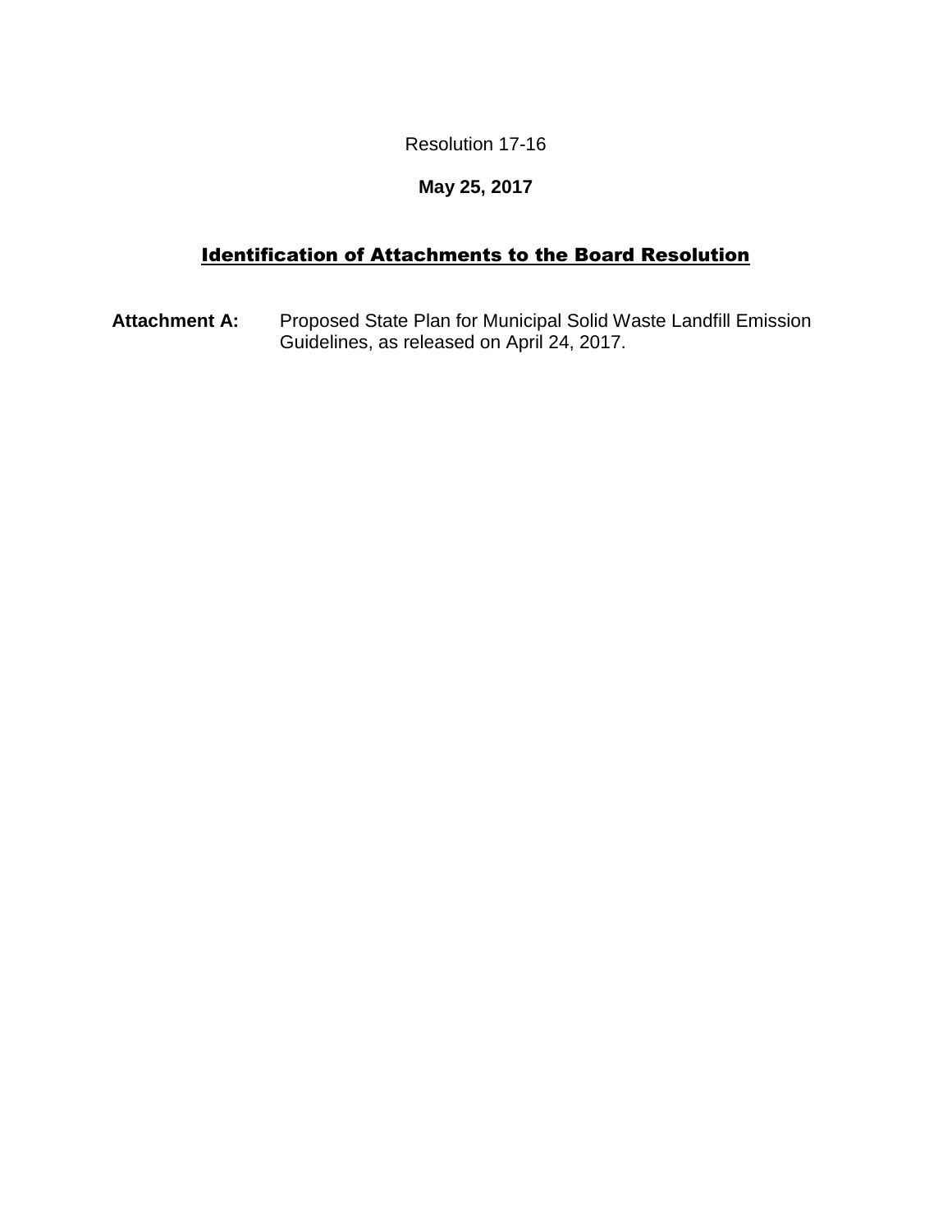Resolution 17-16

**May 25, 2017**

## Identification of Attachments to the Board Resolution

**Attachment A:** Proposed State Plan for Municipal Solid Waste Landfill Emission Guidelines, as released on April 24, 2017.